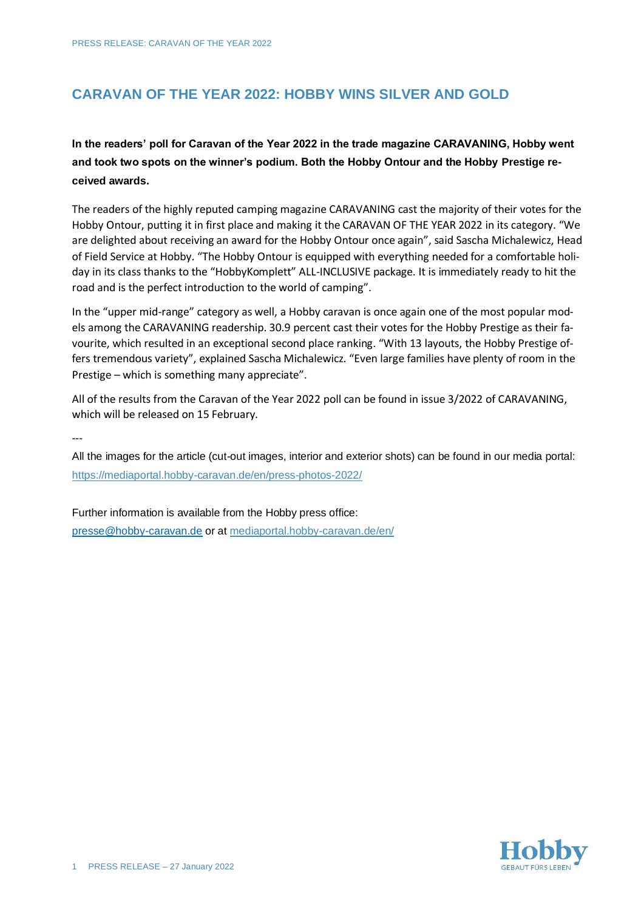# CARAVAN OF THE YEAR 2022: HOBBY WINS SILVER AND GOLD

**In the readers' poll for Caravan of the Year 2022 in the trade magazine CARAVANING, Hobby went and took two spots on the winner's podium. Both the Hobby Ontour and the Hobby Prestige received awards.**

The readers of the highly reputed camping magazine CARAVANING cast the majority of their votes for the Hobby Ontour, putting it in first place and making it the CARAVAN OF THE YEAR 2022 in its category. "We are delighted about receiving an award for the Hobby Ontour once again", said Sascha Michalewicz, Head of Field Service at Hobby. "The Hobby Ontour is equipped with everything needed for a comfortable holiday in its class thanks to the "HobbyKomplett" ALL-INCLUSIVE package. It is immediately ready to hit the road and is the perfect introduction to the world of camping".

In the "upper mid-range" category as well, a Hobby caravan is once again one of the most popular models among the CARAVANING readership. 30.9 percent cast their votes for the Hobby Prestige as their favourite, which resulted in an exceptional second place ranking. "With 13 layouts, the Hobby Prestige offers tremendous variety", explained Sascha Michalewicz. "Even large families have plenty of room in the Prestige – which is something many appreciate".

All of the results from the Caravan of the Year 2022 poll can be found in issue 3/2022 of CARAVANING, which will be released on 15 February.

---

All the images for the article (cut-out images, interior and exterior shots) can be found in our media portal: https://mediaportal.hobby-caravan.de/en/press-photos-2022/

Further information is available from the Hobby press office:
presse@hobby-caravan.de or at mediaportal.hobby-caravan.de/en/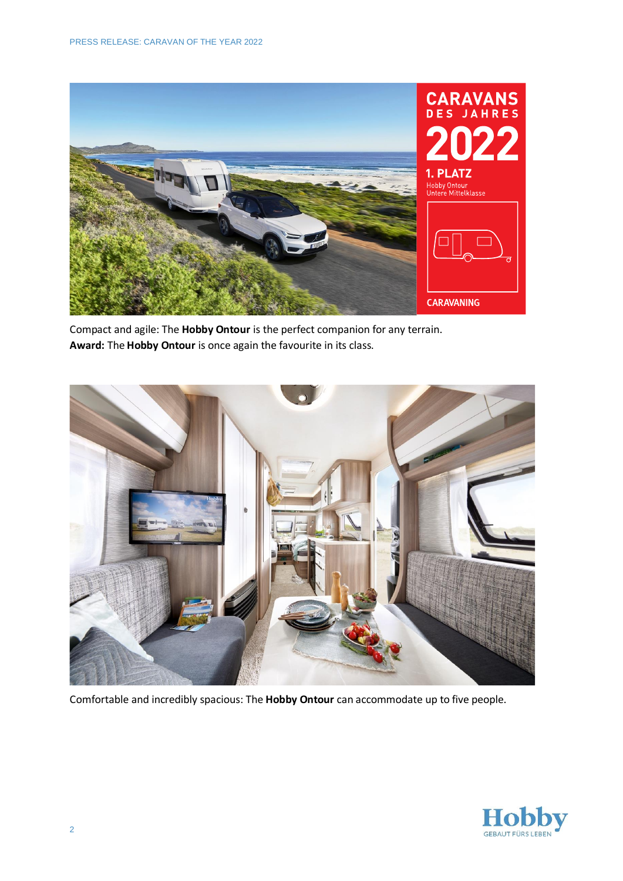Compact and agile: The **Hobby Ontour** is the perfect companion for any terrain.
**Award:** The **Hobby Ontour** is once again the favourite in its class.

Comfortable and incredibly spacious: The **Hobby Ontour** can accommodate up to five people.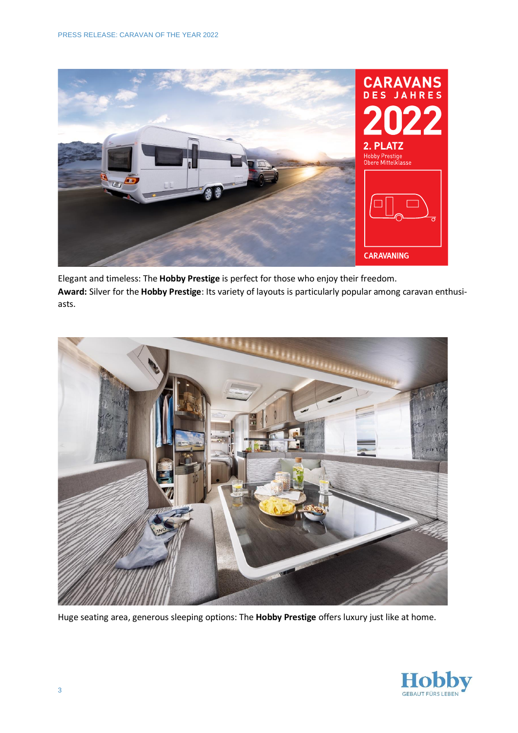Elegant and timeless: The **Hobby Prestige** is perfect for those who enjoy their freedom.
**Award:** Silver for the **Hobby Prestige**: Its variety of layouts is particularly popular among caravan enthusiasts.

Huge seating area, generous sleeping options: The **Hobby Prestige** offers luxury just like at home.